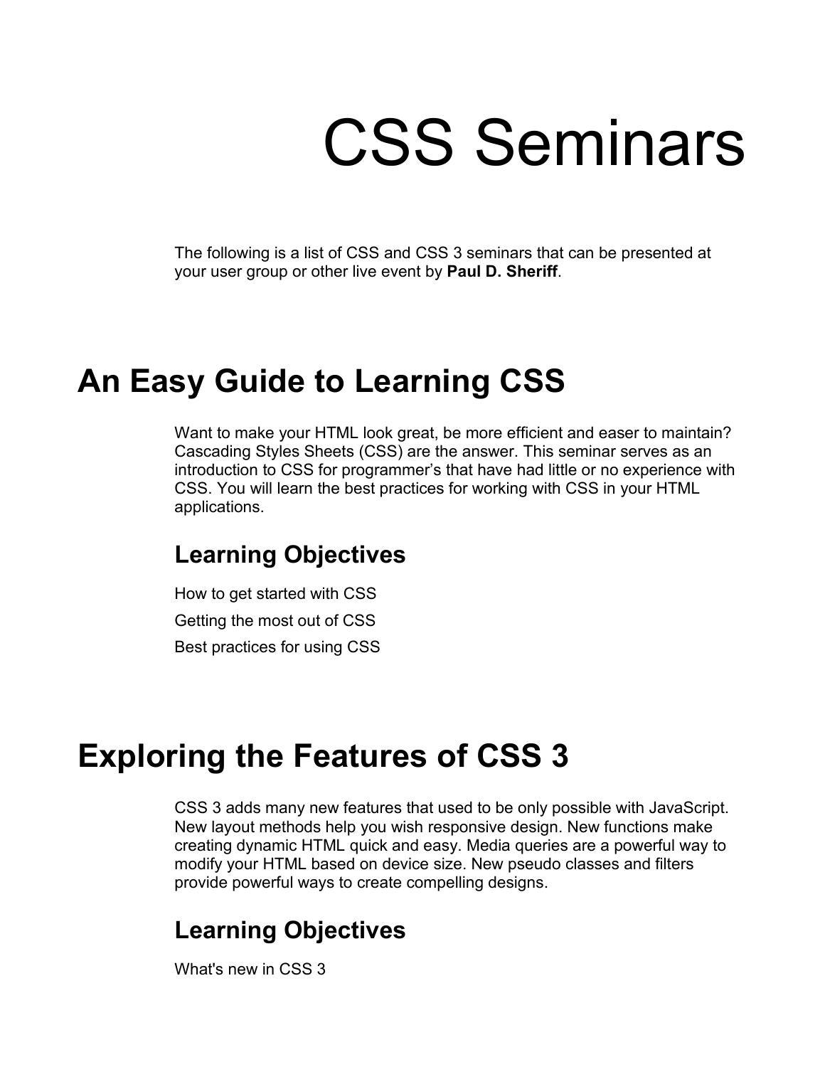# CSS Seminars

The following is a list of CSS and CSS 3 seminars that can be presented at your user group or other live event by **Paul D. Sheriff**.

## An Easy Guide to Learning CSS

Want to make your HTML look great, be more efficient and easer to maintain? Cascading Styles Sheets (CSS) are the answer. This seminar serves as an introduction to CSS for programmer's that have had little or no experience with CSS. You will learn the best practices for working with CSS in your HTML applications.

### Learning Objectives

How to get started with CSS

Getting the most out of CSS

Best practices for using CSS

## Exploring the Features of CSS 3

CSS 3 adds many new features that used to be only possible with JavaScript. New layout methods help you wish responsive design. New functions make creating dynamic HTML quick and easy. Media queries are a powerful way to modify your HTML based on device size. New pseudo classes and filters provide powerful ways to create compelling designs.

### Learning Objectives

What's new in CSS 3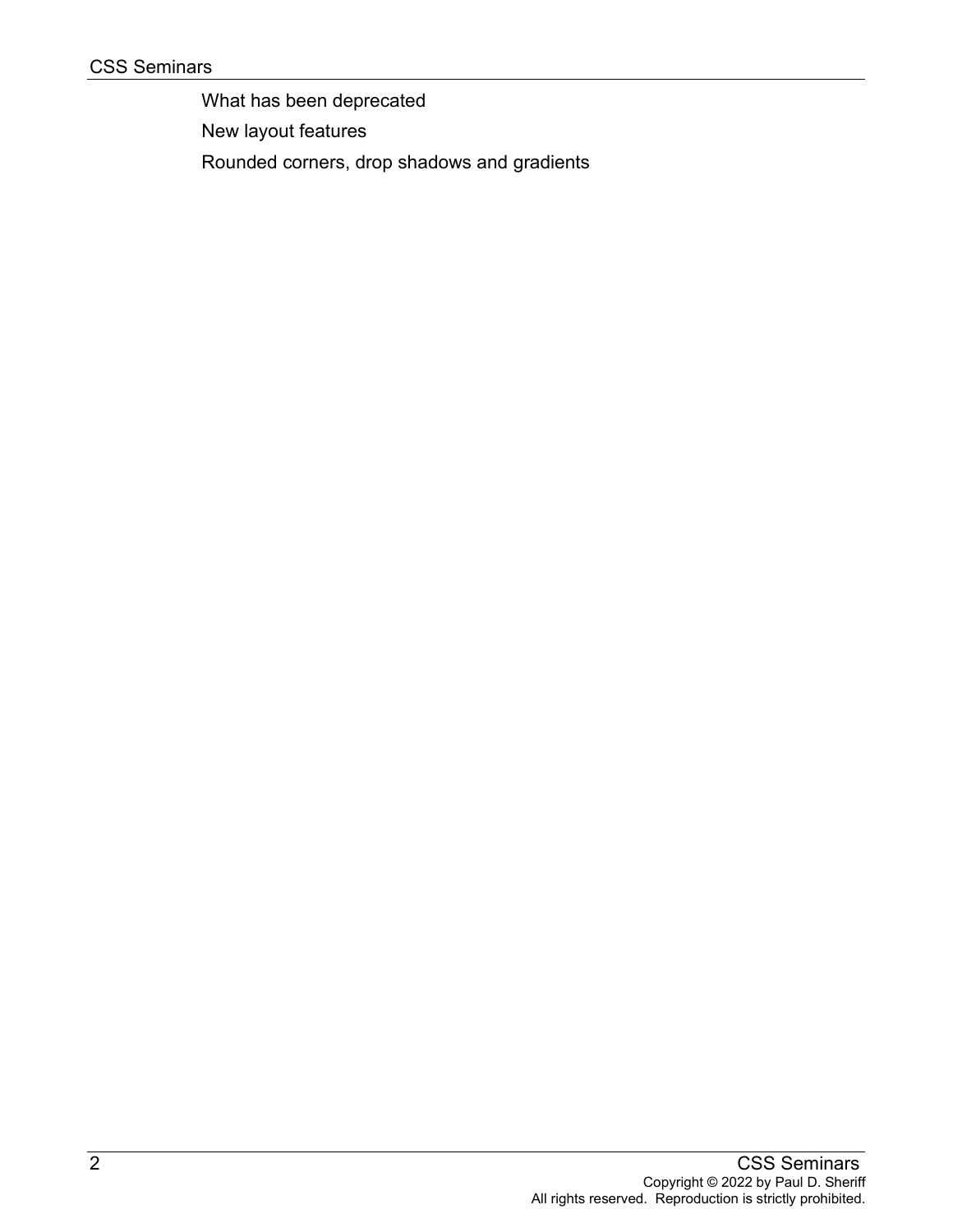What has been deprecated

New layout features

Rounded corners, drop shadows and gradients